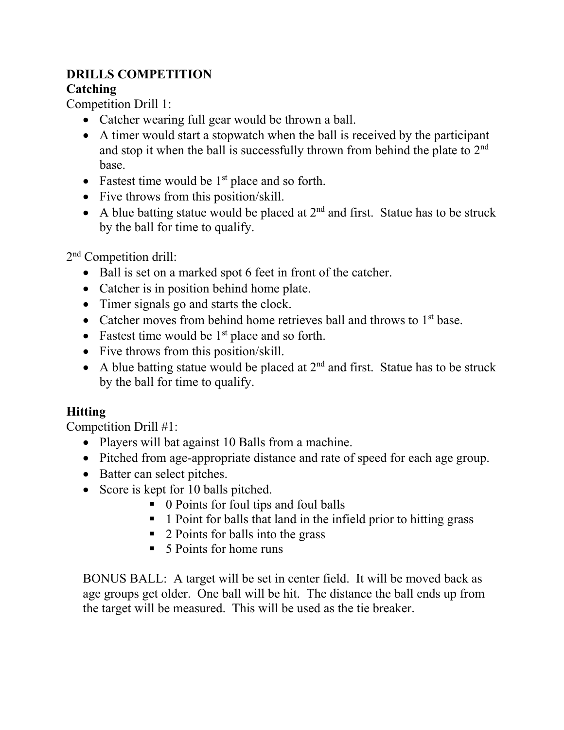**DRILLS COMPETITION**

**Catching**

Competition Drill 1:

- Catcher wearing full gear would be thrown a ball.
- A timer would start a stopwatch when the ball is received by the participant and stop it when the ball is successfully thrown from behind the plate to 2nd base.
- Fastest time would be 1st place and so forth.
- Five throws from this position/skill.
- A blue batting statue would be placed at 2nd and first. Statue has to be struck by the ball for time to qualify.

2nd Competition drill:

- Ball is set on a marked spot 6 feet in front of the catcher.
- Catcher is in position behind home plate.
- Timer signals go and starts the clock.
- Catcher moves from behind home retrieves ball and throws to 1st base.
- Fastest time would be 1st place and so forth.
- Five throws from this position/skill.
- A blue batting statue would be placed at 2nd and first. Statue has to be struck by the ball for time to qualify.

**Hitting**

Competition Drill #1:

- Players will bat against 10 Balls from a machine.
- Pitched from age-appropriate distance and rate of speed for each age group.
- Batter can select pitches.
- Score is kept for 10 balls pitched.
    - 0 Points for foul tips and foul balls
    - 1 Point for balls that land in the infield prior to hitting grass
    - 2 Points for balls into the grass
    - 5 Points for home runs

BONUS BALL: A target will be set in center field. It will be moved back as age groups get older. One ball will be hit. The distance the ball ends up from the target will be measured. This will be used as the tie breaker.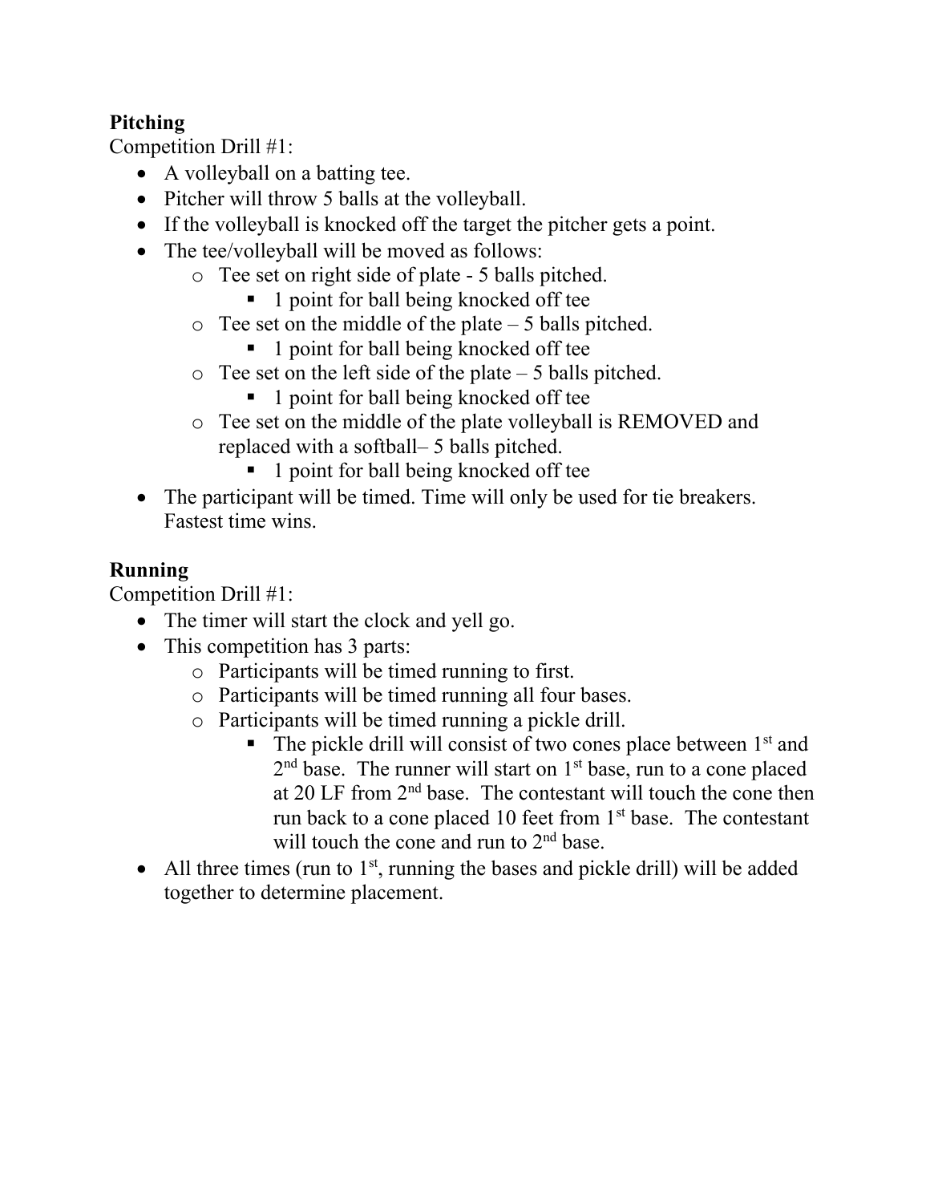**Pitching**

Competition Drill #1:

- A volleyball on a batting tee.
- Pitcher will throw 5 balls at the volleyball.
- If the volleyball is knocked off the target the pitcher gets a point.
- The tee/volleyball will be moved as follows:
  - Tee set on right side of plate - 5 balls pitched.
    - 1 point for ball being knocked off tee
  - Tee set on the middle of the plate – 5 balls pitched.
    - 1 point for ball being knocked off tee
  - Tee set on the left side of the plate – 5 balls pitched.
    - 1 point for ball being knocked off tee
  - Tee set on the middle of the plate volleyball is REMOVED and replaced with a softball– 5 balls pitched.
    - 1 point for ball being knocked off tee
- The participant will be timed. Time will only be used for tie breakers. Fastest time wins.

**Running**

Competition Drill #1:

- The timer will start the clock and yell go.
- This competition has 3 parts:
  - Participants will be timed running to first.
  - Participants will be timed running all four bases.
  - Participants will be timed running a pickle drill.
    - The pickle drill will consist of two cones place between 1st and 2nd base. The runner will start on 1st base, run to a cone placed at 20 LF from 2nd base. The contestant will touch the cone then run back to a cone placed 10 feet from 1st base. The contestant will touch the cone and run to 2nd base.
- All three times (run to 1st, running the bases and pickle drill) will be added together to determine placement.